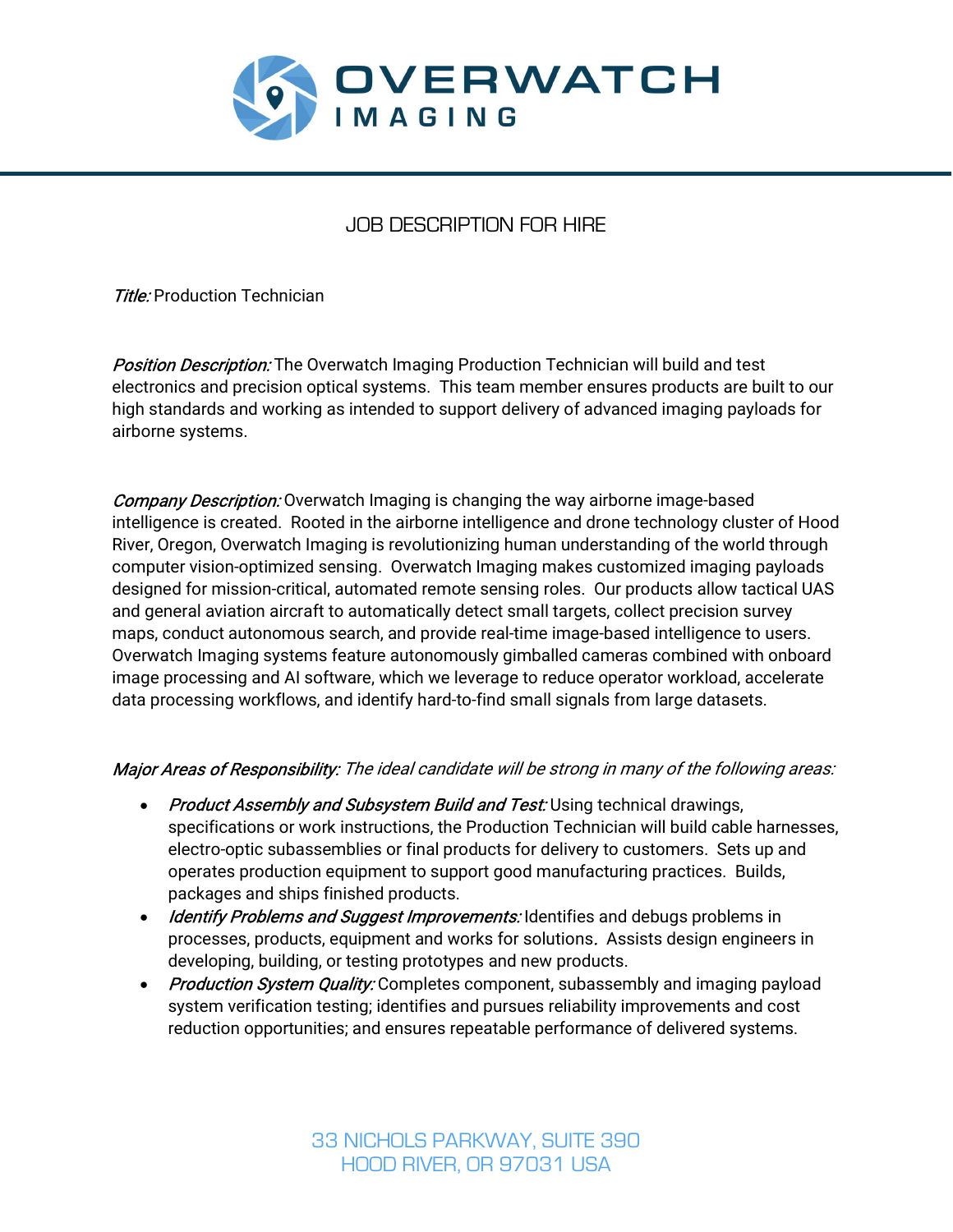# OVERWATCH IMAGING

## JOB DESCRIPTION FOR HIRE

*Title:* Production Technician

*Position Description:* The Overwatch Imaging Production Technician will build and test electronics and precision optical systems. This team member ensures products are built to our high standards and working as intended to support delivery of advanced imaging payloads for airborne systems.

*Company Description:* Overwatch Imaging is changing the way airborne image-based intelligence is created. Rooted in the airborne intelligence and drone technology cluster of Hood River, Oregon, Overwatch Imaging is revolutionizing human understanding of the world through computer vision-optimized sensing. Overwatch Imaging makes customized imaging payloads designed for mission-critical, automated remote sensing roles. Our products allow tactical UAS and general aviation aircraft to automatically detect small targets, collect precision survey maps, conduct autonomous search, and provide real-time image-based intelligence to users. Overwatch Imaging systems feature autonomously gimballed cameras combined with onboard image processing and AI software, which we leverage to reduce operator workload, accelerate data processing workflows, and identify hard-to-find small signals from large datasets.

*Major Areas of Responsibility: The ideal candidate will be strong in many of the following areas:*

- *Product Assembly and Subsystem Build and Test:* Using technical drawings, specifications or work instructions, the Production Technician will build cable harnesses, electro-optic subassemblies or final products for delivery to customers. Sets up and operates production equipment to support good manufacturing practices. Builds, packages and ships finished products.
- *Identify Problems and Suggest Improvements:* Identifies and debugs problems in processes, products, equipment and works for solutions. Assists design engineers in developing, building, or testing prototypes and new products.
- *Production System Quality:* Completes component, subassembly and imaging payload system verification testing; identifies and pursues reliability improvements and cost reduction opportunities; and ensures repeatable performance of delivered systems.

33 NICHOLS PARKWAY, SUITE 390
HOOD RIVER, OR 97031 USA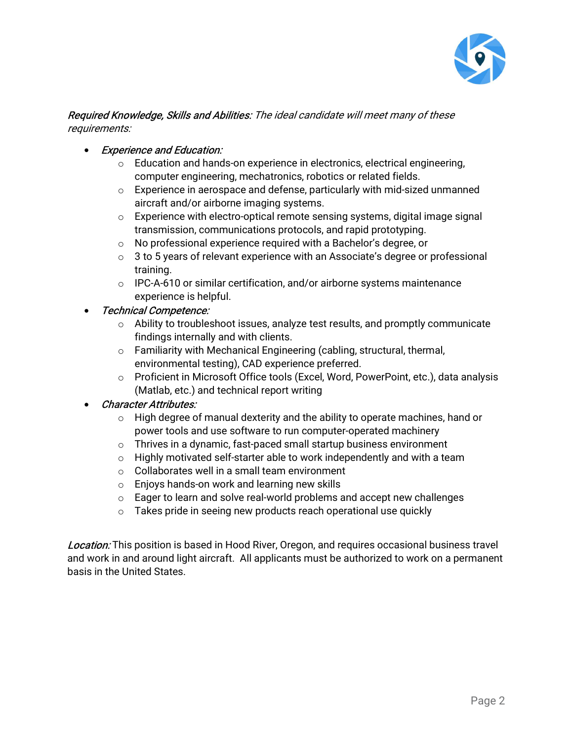***Required Knowledge, Skills and Abilities:** The ideal candidate will meet many of these requirements:*

- *Experience and Education:*
  - Education and hands-on experience in electronics, electrical engineering, computer engineering, mechatronics, robotics or related fields.
  - Experience in aerospace and defense, particularly with mid-sized unmanned aircraft and/or airborne imaging systems.
  - Experience with electro-optical remote sensing systems, digital image signal transmission, communications protocols, and rapid prototyping.
  - No professional experience required with a Bachelor's degree, or
  - 3 to 5 years of relevant experience with an Associate's degree or professional training.
  - IPC-A-610 or similar certification, and/or airborne systems maintenance experience is helpful.
- *Technical Competence:*
  - Ability to troubleshoot issues, analyze test results, and promptly communicate findings internally and with clients.
  - Familiarity with Mechanical Engineering (cabling, structural, thermal, environmental testing), CAD experience preferred.
  - Proficient in Microsoft Office tools (Excel, Word, PowerPoint, etc.), data analysis (Matlab, etc.) and technical report writing
- *Character Attributes:*
  - High degree of manual dexterity and the ability to operate machines, hand or power tools and use software to run computer-operated machinery
  - Thrives in a dynamic, fast-paced small startup business environment
  - Highly motivated self-starter able to work independently and with a team
  - Collaborates well in a small team environment
  - Enjoys hands-on work and learning new skills
  - Eager to learn and solve real-world problems and accept new challenges
  - Takes pride in seeing new products reach operational use quickly

***Location:*** This position is based in Hood River, Oregon, and requires occasional business travel and work in and around light aircraft. All applicants must be authorized to work on a permanent basis in the United States.